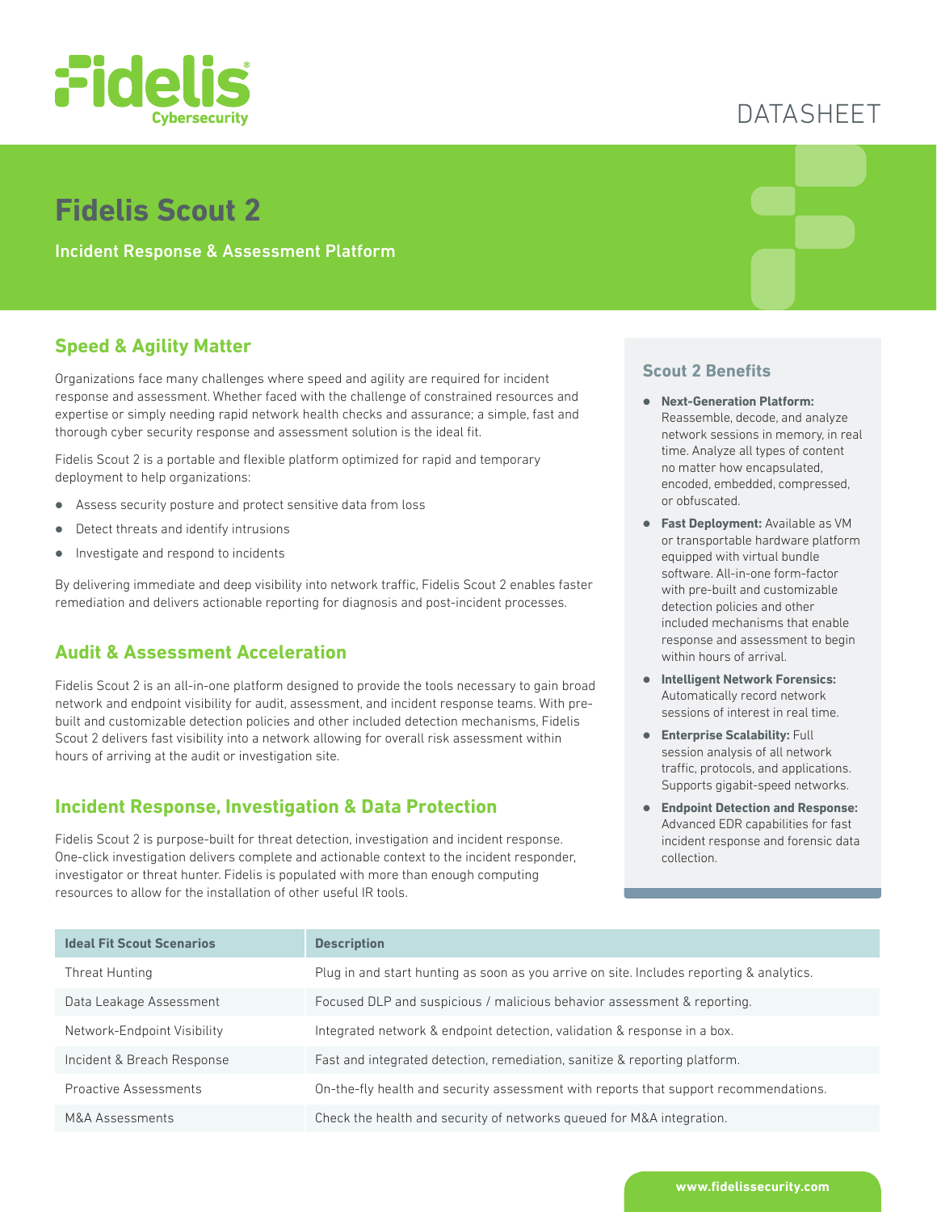DATASHEET

# Fidelis Scout 2

Incident Response & Assessment Platform

## Speed & Agility Matter

Organizations face many challenges where speed and agility are required for incident response and assessment. Whether faced with the challenge of constrained resources and expertise or simply needing rapid network health checks and assurance; a simple, fast and thorough cyber security response and assessment solution is the ideal fit.

Fidelis Scout 2 is a portable and flexible platform optimized for rapid and temporary deployment to help organizations:

- Assess security posture and protect sensitive data from loss
- Detect threats and identify intrusions
- Investigate and respond to incidents

By delivering immediate and deep visibility into network traffic, Fidelis Scout 2 enables faster remediation and delivers actionable reporting for diagnosis and post-incident processes.

## Audit & Assessment Acceleration

Fidelis Scout 2 is an all-in-one platform designed to provide the tools necessary to gain broad network and endpoint visibility for audit, assessment, and incident response teams. With pre-built and customizable detection policies and other included detection mechanisms, Fidelis Scout 2 delivers fast visibility into a network allowing for overall risk assessment within hours of arriving at the audit or investigation site.

## Incident Response, Investigation & Data Protection

Fidelis Scout 2 is purpose-built for threat detection, investigation and incident response. One-click investigation delivers complete and actionable context to the incident responder, investigator or threat hunter. Fidelis is populated with more than enough computing resources to allow for the installation of other useful IR tools.

### Scout 2 Benefits

- **Next-Generation Platform:** Reassemble, decode, and analyze network sessions in memory, in real time. Analyze all types of content no matter how encapsulated, encoded, embedded, compressed, or obfuscated.
- **Fast Deployment:** Available as VM or transportable hardware platform equipped with virtual bundle software. All-in-one form-factor with pre-built and customizable detection policies and other included mechanisms that enable response and assessment to begin within hours of arrival.
- **Intelligent Network Forensics:** Automatically record network sessions of interest in real time.
- **Enterprise Scalability:** Full session analysis of all network traffic, protocols, and applications. Supports gigabit-speed networks.
- **Endpoint Detection and Response:** Advanced EDR capabilities for fast incident response and forensic data collection.

| Ideal Fit Scout Scenarios | Description |
|---|---|
| Threat Hunting | Plug in and start hunting as soon as you arrive on site. Includes reporting & analytics. |
| Data Leakage Assessment | Focused DLP and suspicious / malicious behavior assessment & reporting. |
| Network-Endpoint Visibility | Integrated network & endpoint detection, validation & response in a box. |
| Incident & Breach Response | Fast and integrated detection, remediation, sanitize & reporting platform. |
| Proactive Assessments | On-the-fly health and security assessment with reports that support recommendations. |
| M&A Assessments | Check the health and security of networks queued for M&A integration. |

www.fidelissecurity.com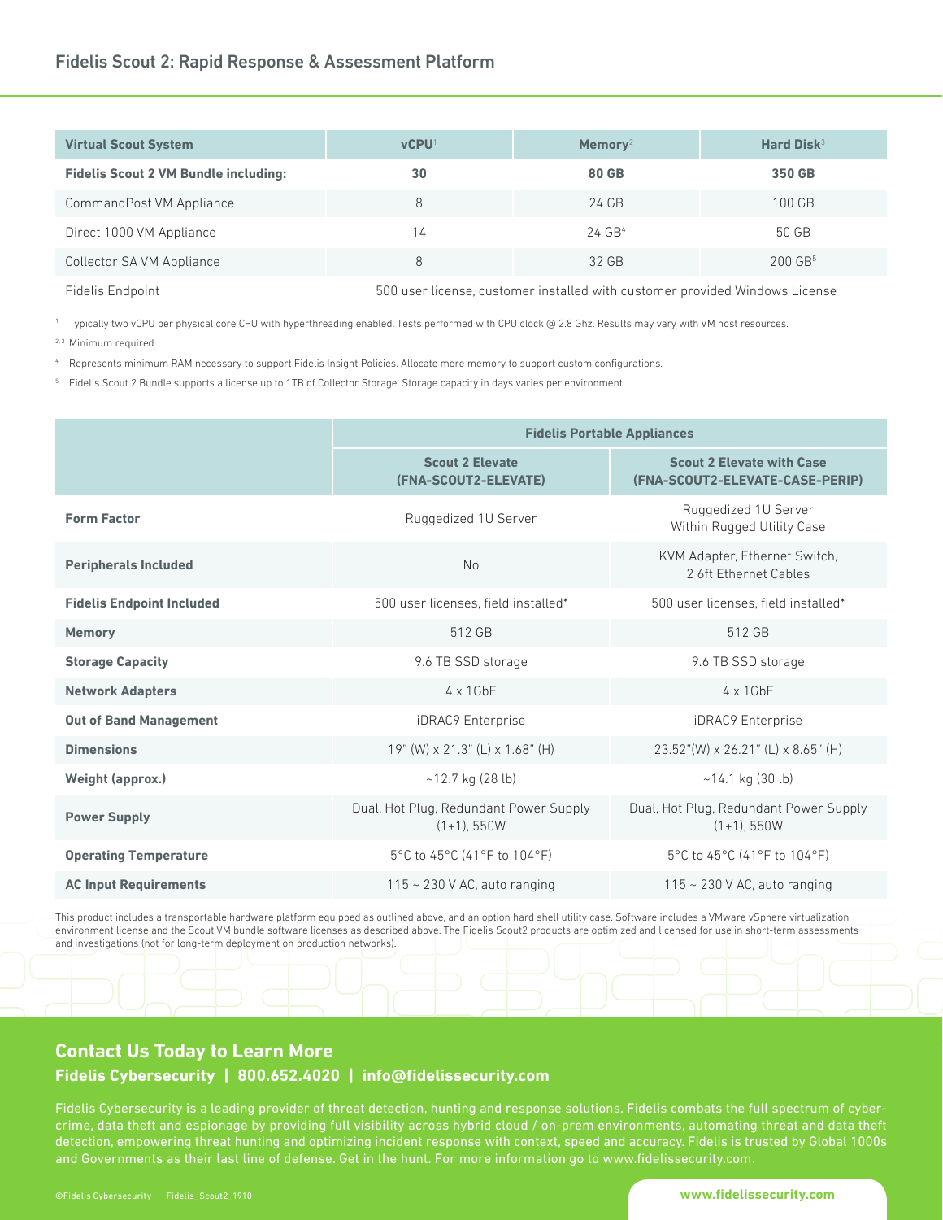| Virtual Scout System | vCPU[1] | Memory[2] | Hard Disk[3] |
|---|---|---|---|
| **Fidelis Scout 2 VM Bundle including:** | **30** | **80 GB** | **350 GB** |
| CommandPost VM Appliance | 8 | 24 GB | 100 GB |
| Direct 1000 VM Appliance | 14 | 24 GB[4] | 50 GB |
| Collector SA VM Appliance | 8 | 32 GB | 200 GB[5] |
| Fidelis Endpoint | 500 user license, customer installed with customer provided Windows License | | |

[1] Typically two vCPU per physical core CPU with hyperthreading enabled. Tests performed with CPU clock @ 2.8 Ghz. Results may vary with VM host resources.

[2, 3] Minimum required

[4] Represents minimum RAM necessary to support Fidelis Insight Policies. Allocate more memory to support custom configurations.

[5] Fidelis Scout 2 Bundle supports a license up to 1TB of Collector Storage. Storage capacity in days varies per environment.

| | Fidelis Portable Appliances | |
|---|---|---|
| | **Scout 2 Elevate (FNA-SCOUT2-ELEVATE)** | **Scout 2 Elevate with Case (FNA-SCOUT2-ELEVATE-CASE-PERIP)** |
| **Form Factor** | Ruggedized 1U Server | Ruggedized 1U Server Within Rugged Utility Case |
| **Peripherals Included** | No | KVM Adapter, Ethernet Switch, 2 6ft Ethernet Cables |
| **Fidelis Endpoint Included** | 500 user licenses, field installed* | 500 user licenses, field installed* |
| **Memory** | 512 GB | 512 GB |
| **Storage Capacity** | 9.6 TB SSD storage | 9.6 TB SSD storage |
| **Network Adapters** | 4 x 1GbE | 4 x 1GbE |
| **Out of Band Management** | iDRAC9 Enterprise | iDRAC9 Enterprise |
| **Dimensions** | 19" (W) x 21.3" (L) x 1.68" (H) | 23.52"(W) x 26.21" (L) x 8.65" (H) |
| **Weight (approx.)** | ~12.7 kg (28 lb) | ~14.1 kg (30 lb) |
| **Power Supply** | Dual, Hot Plug, Redundant Power Supply (1+1), 550W | Dual, Hot Plug, Redundant Power Supply (1+1), 550W |
| **Operating Temperature** | 5°C to 45°C (41°F to 104°F) | 5°C to 45°C (41°F to 104°F) |
| **AC Input Requirements** | 115 ~ 230 V AC, auto ranging | 115 ~ 230 V AC, auto ranging |

This product includes a transportable hardware platform equipped as outlined above, and an option hard shell utility case. Software includes a VMware vSphere virtualization environment license and the Scout VM bundle software licenses as described above. The Fidelis Scout2 products are optimized and licensed for use in short-term assessments and investigations (not for long-term deployment on production networks).

## Contact Us Today to Learn More

**Fidelis Cybersecurity | 800.652.4020 | info@fidelissecurity.com**

Fidelis Cybersecurity is a leading provider of threat detection, hunting and response solutions. Fidelis combats the full spectrum of cyber-crime, data theft and espionage by providing full visibility across hybrid cloud / on-prem environments, automating threat and data theft detection, empowering threat hunting and optimizing incident response with context, speed and accuracy. Fidelis is trusted by Global 1000s and Governments as their last line of defense. Get in the hunt. For more information go to www.fidelissecurity.com.

©Fidelis Cybersecurity Fidelis_Scout2_1910

**www.fidelissecurity.com**